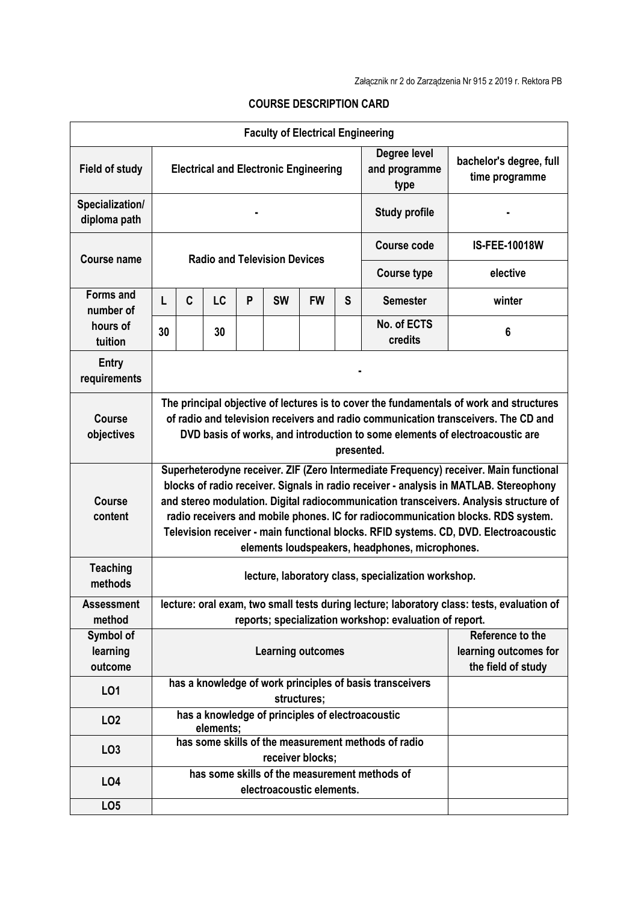Załącznik nr 2 do Zarządzenia Nr 915 z 2019 r. Rektora PB

# COURSE DESCRIPTION CARD

| Faculty of Electrical Engineering | | | | | | | | | |
|---|---|---|---|---|---|---|---|---|---|
| **Field of study** | Electrical and Electronic Engineering | | | | | | | **Degree level and programme type** | bachelor's degree, full time programme |
| **Specialization/ diploma path** | - | | | | | | | **Study profile** | - |
| **Course name** | Radio and Television Devices | | | | | | | **Course code** | IS-FEE-10018W |
| | | | | | | | | **Course type** | elective |
| **Forms and number of hours of tuition** | L | C | LC | P | SW | FW | S | **Semester** | winter |
| | 30 | | 30 | | | | | **No. of ECTS credits** | 6 |
| **Entry requirements** | - | | | | | | | | |
| **Course objectives** | The principal objective of lectures is to cover the fundamentals of work and structures of radio and television receivers and radio communication transceivers. The CD and DVD basis of works, and introduction to some elements of electroacoustic are presented. | | | | | | | | |
| **Course content** | Superheterodyne receiver. ZIF (Zero Intermediate Frequency) receiver. Main functional blocks of radio receiver. Signals in radio receiver - analysis in MATLAB. Stereophony and stereo modulation. Digital radiocommunication transceivers. Analysis structure of radio receivers and mobile phones. IC for radiocommunication blocks. RDS system. Television receiver - main functional blocks. RFID systems. CD, DVD. Electroacoustic elements loudspeakers, headphones, microphones. | | | | | | | | |
| **Teaching methods** | lecture, laboratory class, specialization workshop. | | | | | | | | |
| **Assessment method** | lecture: oral exam, two small tests during lecture; laboratory class: tests, evaluation of reports; specialization workshop: evaluation of report. | | | | | | | | |
| **Symbol of learning outcome** | Learning outcomes | | | | | | | | Reference to the learning outcomes for the field of study |
| **LO1** | has a knowledge of work principles of basis transceivers structures; | | | | | | | | |
| **LO2** | has a knowledge of principles of electroacoustic elements; | | | | | | | | |
| **LO3** | has some skills of the measurement methods of radio receiver blocks; | | | | | | | | |
| **LO4** | has some skills of the measurement methods of electroacoustic elements. | | | | | | | | |
| **LO5** | | | | | | | | | |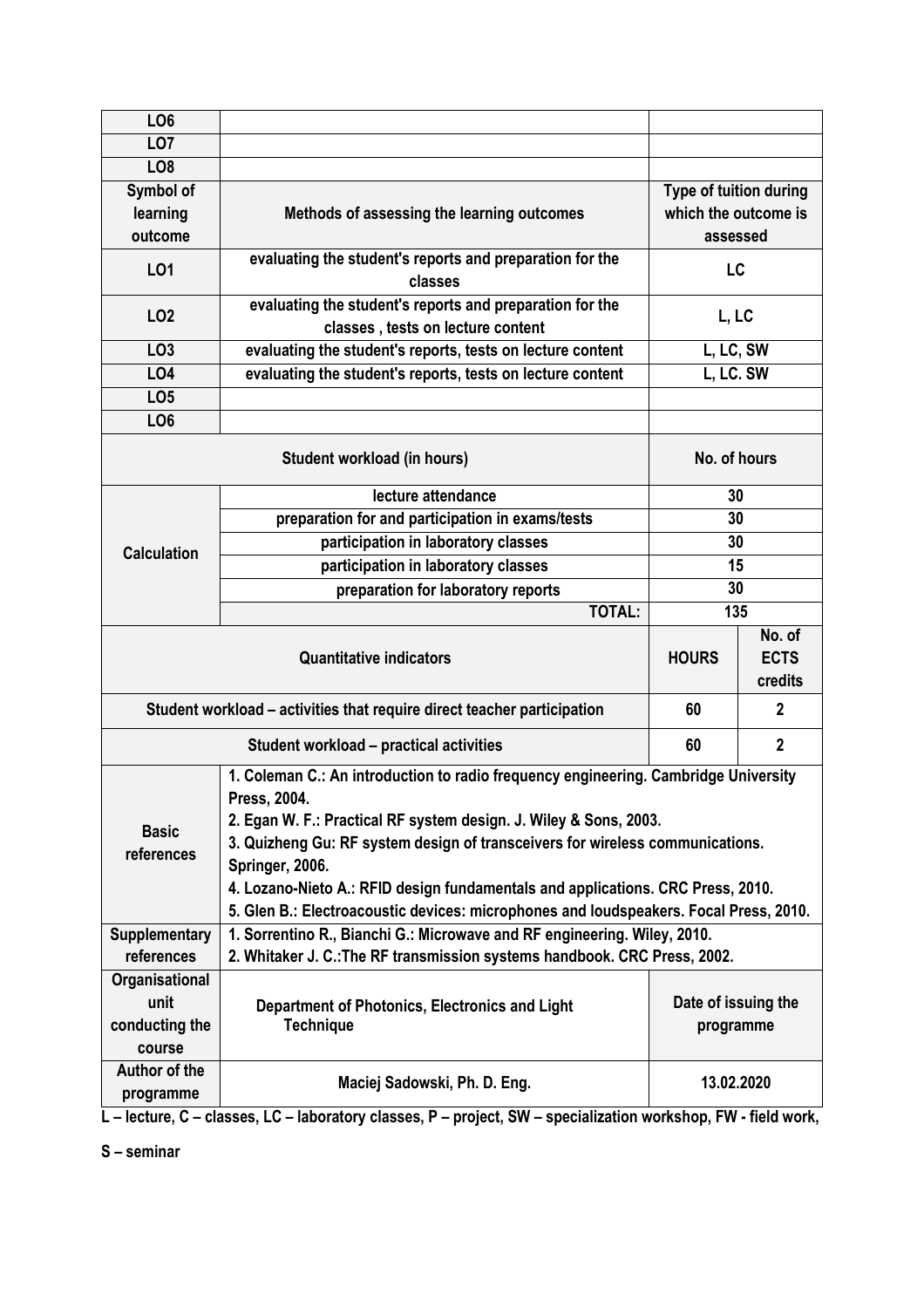| | | | |
|---|---|---|---|
| **LO6** | | | |
| **LO7** | | | |
| **LO8** | | | |
| **Symbol of learning outcome** | **Methods of assessing the learning outcomes** | **Type of tuition during which the outcome is assessed** | |
| **LO1** | **evaluating the student's reports and preparation for the classes** | **LC** | |
| **LO2** | **evaluating the student's reports and preparation for the classes , tests on lecture content** | **L, LC** | |
| **LO3** | **evaluating the student's reports, tests on lecture content** | **L, LC, SW** | |
| **LO4** | **evaluating the student's reports, tests on lecture content** | **L, LC. SW** | |
| **LO5** | | | |
| **LO6** | | | |
| **Student workload (in hours)** | | **No. of hours** | |
| **Calculation** | **lecture attendance** | **30** | |
| | **preparation for and participation in exams/tests** | **30** | |
| | **participation in laboratory classes** | **30** | |
| | **participation in laboratory classes** | **15** | |
| | **preparation for laboratory reports** | **30** | |
| | **TOTAL:** | **135** | |
| **Quantitative indicators** | | **HOURS** | **No. of ECTS credits** |
| **Student workload – activities that require direct teacher participation** | | **60** | **2** |
| **Student workload – practical activities** | | **60** | **2** |
| **Basic references** | **1. Coleman C.: An introduction to radio frequency engineering. Cambridge University Press, 2004.**<br>**2. Egan W. F.: Practical RF system design. J. Wiley & Sons, 2003.**<br>**3. Quizheng Gu: RF system design of transceivers for wireless communications. Springer, 2006.**<br>**4. Lozano-Nieto A.: RFID design fundamentals and applications. CRC Press, 2010.**<br>**5. Glen B.: Electroacoustic devices: microphones and loudspeakers. Focal Press, 2010.** | | |
| **Supplementary references** | **1. Sorrentino R., Bianchi G.: Microwave and RF engineering. Wiley, 2010.**<br>**2. Whitaker J. C.:The RF transmission systems handbook. CRC Press, 2002.** | | |
| **Organisational unit conducting the course** | **Department of Photonics, Electronics and Light Technique** | **Date of issuing the programme** | |
| **Author of the programme** | **Maciej Sadowski, Ph. D. Eng.** | **13.02.2020** | |

**L – lecture, C – classes, LC – laboratory classes, P – project, SW – specialization workshop, FW - field work, S – seminar**